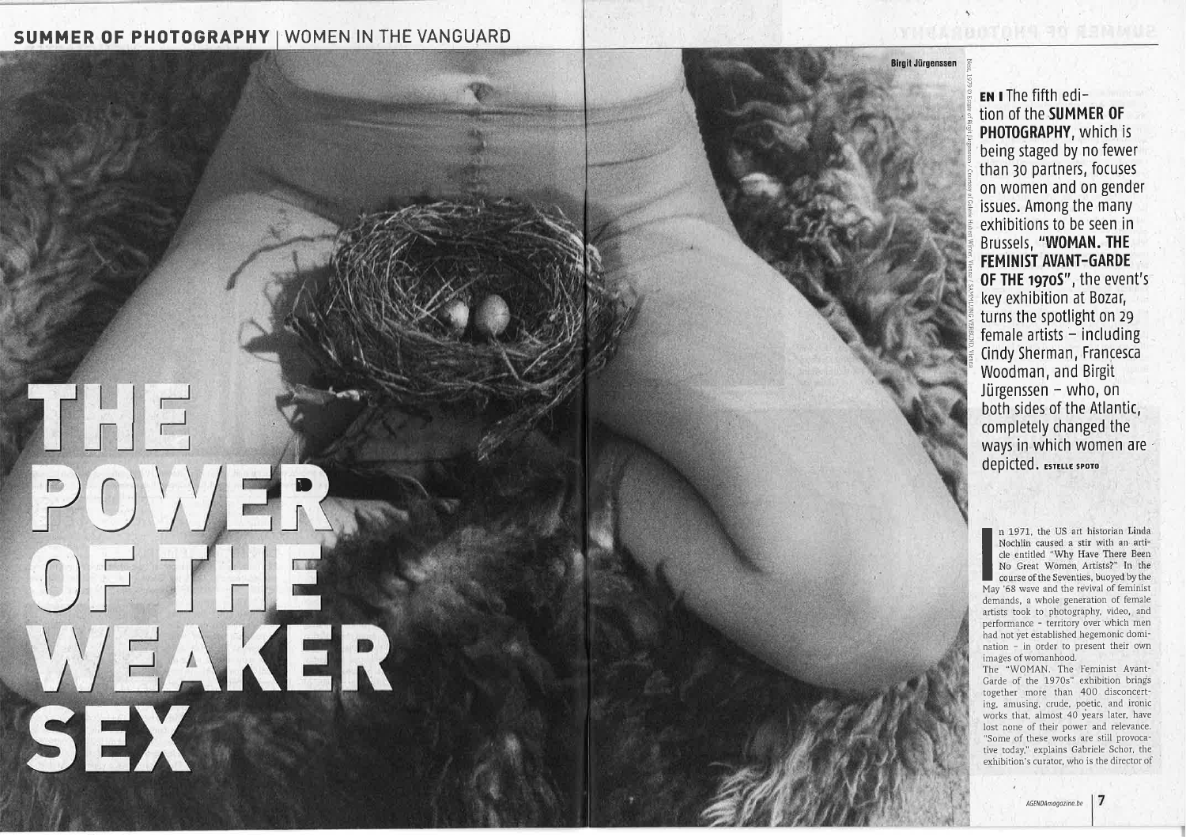# THE POWER OF THE WEAKER SEX

Birgit Jürgenssen

Nest, 1979 © Estate of Birgit Jürgenssen / Courtesy of Galerie Hubert Winter, Vienna / SAMMLUNG VERBUND, Vienna

**EN I** The fifth edition of the **SUMMER OF PHOTOGRAPHY**, which is being staged by no fewer than 30 partners, focuses on women and on gender issues. Among the many exhibitions to be seen in Brussels, **"WOMAN. THE FEMINIST AVANT-GARDE OF THE 1970S"**, the event's key exhibition at Bozar, turns the spotlight on 29 female artists – including Cindy Sherman, Francesca Woodman, and Birgit Jürgenssen – who, on both sides of the Atlantic, completely changed the ways in which women are depicted. ESTELLE SPOTO

In 1971, the US art historian Linda Nochlin caused a stir with an article entitled "Why Have There Been No Great Women Artists?" In the course of the Seventies, buoyed by the May '68 wave and the revival of feminist demands, a whole generation of female artists took to photography, video, and performance – territory over which men had not yet established hegemonic domination – in order to present their own images of womanhood.

The "WOMAN. The Feminist Avant-Garde of the 1970s" exhibition brings together more than 400 disconcerting, amusing, crude, poetic, and ironic works that, almost 40 years later, have lost none of their power and relevance. "Some of these works are still provocative today," explains Gabriele Schor, the exhibition's curator, who is the director of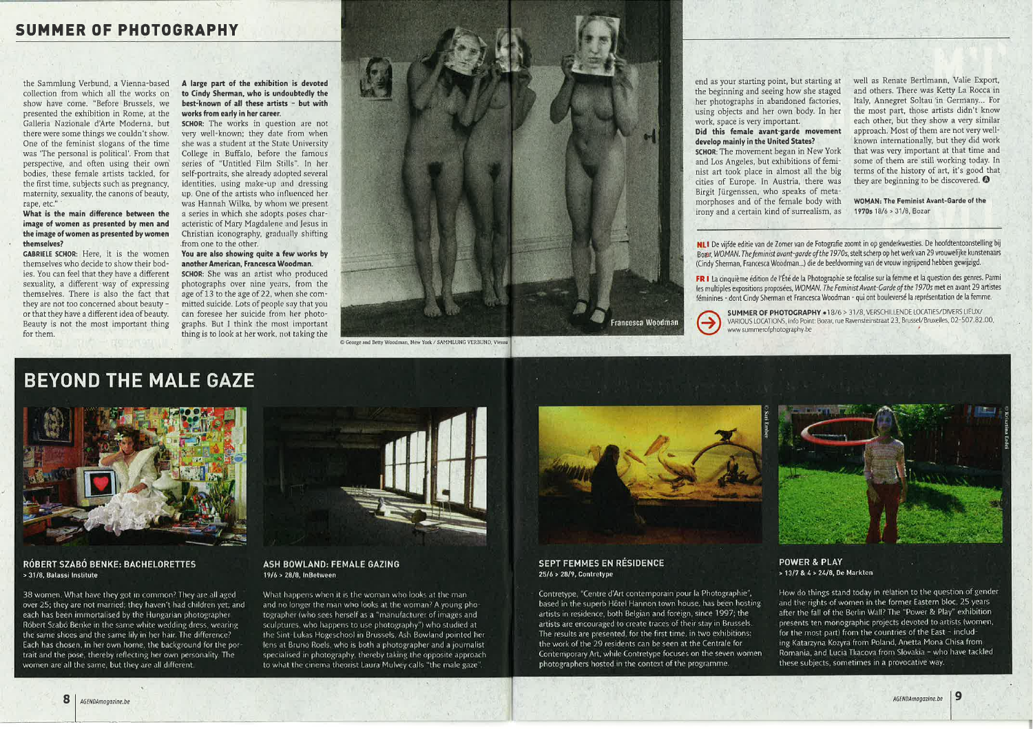## SUMMER OF PHOTOGRAPHY

the Sammlung Verbund, a Vienna-based collection from which all the works on show have come. "Before Brussels, we presented the exhibition in Rome, at the Galleria Nazionale d'Arte Moderna, but there were some things we couldn't show. One of the feminist slogans of the time was 'The personal is political'. From that perspective, and often using their own bodies, these female artists tackled, for the first time, subjects such as pregnancy, maternity, sexuality, the canons of beauty, rape, etc."

**What is the main difference between the image of women as presented by men and the image of women as presented by women themselves?**

**GABRIELE SCHOR:** Here, it is the women themselves who decide to show their bodies. You can feel that they have a different sexuality, a different way of expressing themselves. There is also the fact that they are not too concerned about beauty – or that they have a different idea of beauty. Beauty is not the most important thing for them.

**A large part of the exhibition is devoted to Cindy Sherman, who is undoubtedly the best-known of all these artists – but with works from early in her career.**

**SCHOR:** The works in question are not very well-known; they date from when she was a student at the State University College in Buffalo, before the famous series of "Untitled Film Stills". In her self-portraits, she already adopted several identities, using make-up and dressing up. One of the artists who influenced her was Hannah Wilke, by whom we present a series in which she adopts poses characteristic of Mary Magdalene and Jesus in Christian iconography, gradually shifting from one to the other.

**You are also showing quite a few works by another American, Francesca Woodman.**

**SCHOR:** She was an artist who produced photographs over nine years, from the age of 13 to the age of 22, when she committed suicide. Lots of people say that you can foresee her suicide from her photographs. But I think the most important thing is to look at her work, not taking the end as your starting point, but starting at the beginning and seeing how she staged her photographs in abandoned factories, using objects and her own body. In her work, space is very important.

**Did this female avant-garde movement develop mainly in the United States?**

**SCHOR:** The movement began in New York and Los Angeles, but exhibitions of feminist art took place in almost all the big cities of Europe. In Austria, there was Birgit Jürgenssen, who speaks of metamorphoses and of the female body with irony and a certain kind of surrealism, as well as Renate Bertlmann, Valie Export, and others. There was Ketty La Rocca in Italy, Annegret Soltau in Germany... For the most part, those artists didn't know each other, but they show a very similar approach. Most of them are not very well-known internationally, but they did work that was very important at that time and some of them are still working today. In terms of the history of art, it's good that they are beginning to be discovered.

**WOMAN: The Feminist Avant-Garde of the 1970s** 18/6 > 31/8, Bozar

Francesca Woodman

© George and Betty Woodman, New York / SAMMLUNG VERBUND, Vienna

**NL!** De vijfde editie van de Zomer van de Fotografie zoomt in op genderkwesties. De hoofdtentoonstelling bij Bozar, *WOMAN. The feminist avant-garde of the 1970s*, stelt scherp op het werk van 29 vrouwelijke kunstenaars (Cindy Sherman, Francesca Woodman...) die de beeldvorming van de vrouw ingrijpend hebben gewijzigd.

**FR I** La cinquième édition de l'Été de la Photographie se focalise sur la femme et la question des genres. Parmi les multiples expositions proposées, *WOMAN. The Feminist Avant-Garde of the 1970s* met en avant 29 artistes féminines - dont Cindy Sherman et Francesca Woodman - qui ont bouleversé la représentation de la femme.

**SUMMER OF PHOTOGRAPHY** • 18/6 > 31/8, VERSCHILLENDE LOCATIES/DIVERS LIEUX/VARIOUS LOCATIONS, info Point: Bozar, rue Ravensteinstraat 23, Brussel/Bruxelles, 02-507.82.00, www.summerofphotography.be

## BEYOND THE MALE GAZE

### RÓBERT SZABÓ BENKE: BACHELORETTES
> 31/8, Balassi Institute

38 women. What have they got in common? They are all aged over 25; they are not married; they haven't had children yet; and each has been immortalised by the Hungarian photographer Róbert Szabó Benke in the same white wedding dress, wearing the same shoes and the same lily in her hair. The difference? Each has chosen, in her own home, the background for the portrait and the pose, thereby reflecting her own personality. The women are all the same, but they are all different.

### ASH BOWLAND: FEMALE GAZING
19/6 > 28/8, InBetween

What happens when it is the woman who looks at the man and no longer the man who looks at the woman? A young photographer (who sees herself as a "manufacturer of images and sculptures, who happens to use photography") who studied at the Sint-Lukas Hogeschool in Brussels, Ash Bowland pointed her lens at Bruno Roels, who is both a photographer and a journalist specialised in photography, thereby taking the opposite approach to what the cinema theorist Laura Mulvey calls "the male gaze".

### SEPT FEMMES EN RÉSIDENCE
25/6 > 28/9, Contretype

© Sari Ember

Contretype, "Centre d'Art contemporain pour la Photographie", based in the superb Hôtel Hannon town house, has been hosting artists in residence, both Belgian and foreign, since 1997; the artists are encouraged to create traces of their stay in Brussels. The results are presented, for the first time, in two exhibitions: the work of the 29 residents can be seen at the Centrale for Contemporary Art, while Contretype focuses on the seven women photographers hosted in the context of the programme.

### POWER & PLAY
> 13/7 & 4 > 24/8, De Markten

© Krisztina Erdei

How do things stand today in relation to the question of gender and the rights of women in the former Eastern bloc, 25 years after the fall of the Berlin Wall? The "Power & Play" exhibition presents ten monographic projects devoted to artists (women, for the most part) from the countries of the East – including Katarzyna Kozyra from Poland, Anetta Mona Chisa from Romania, and Lucia Tkacova from Slovakia – who have tackled these subjects, sometimes in a provocative way.